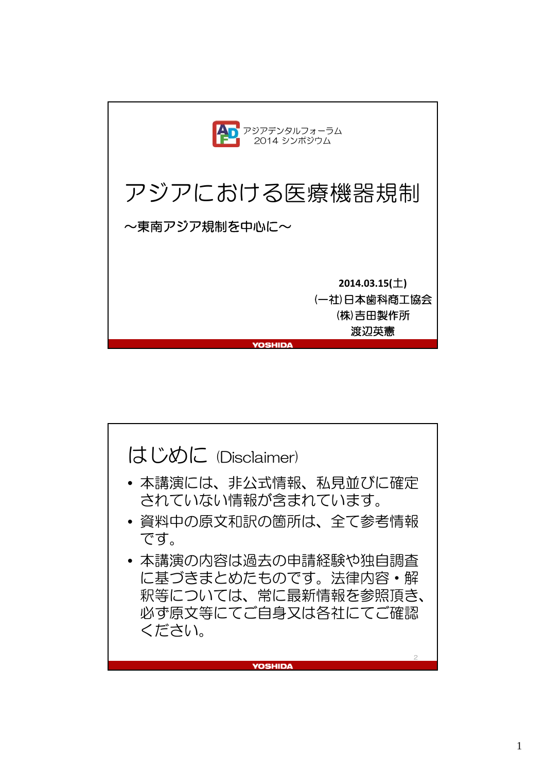アジアデンタルフォーラム
2014 シンポジウム

# アジアにおける医療機器規制

～東南アジア規制を中心に～

**2014.03.15(土)**
(一社)日本歯科商工協会
(株)吉田製作所
渡辺英憲

YOSHIDA

## はじめに (Disclaimer)

- 本講演には、非公式情報、私見並びに確定されていない情報が含まれています。
- 資料中の原文和訳の箇所は、全て参考情報です。
- 本講演の内容は過去の申請経験や独自調査に基づきまとめたものです。法律内容・解釈等については、常に最新情報を参照頂き、必ず原文等にてご自身又は各社にてご確認ください。

YOSHIDA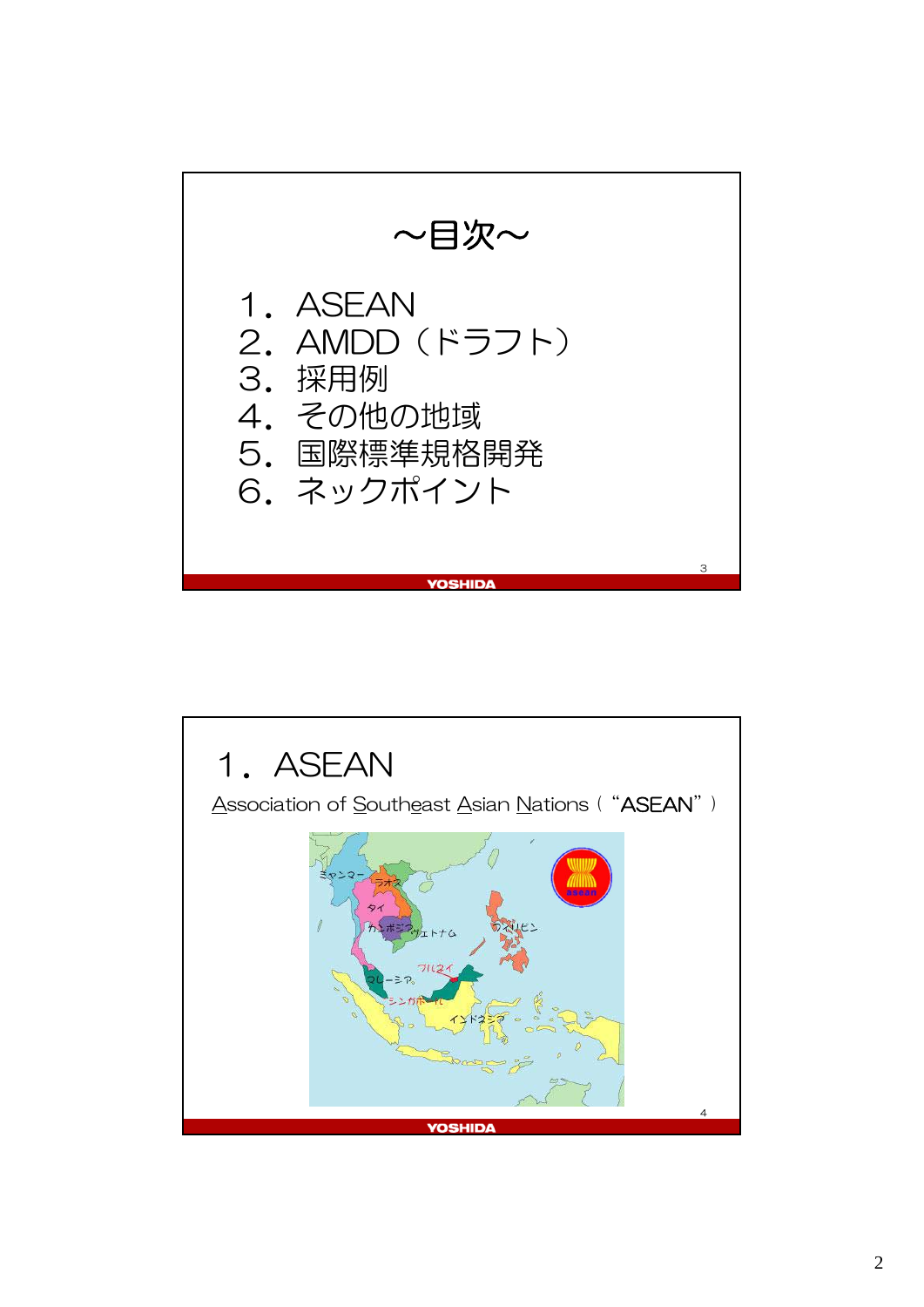## ～目次～

1．ASEAN
2．AMDD（ドラフト）
3．採用例
4．その他の地域
5．国際標準規格開発
6．ネックポイント

# 1．ASEAN

Association of Southeast Asian Nations（“ASEAN”）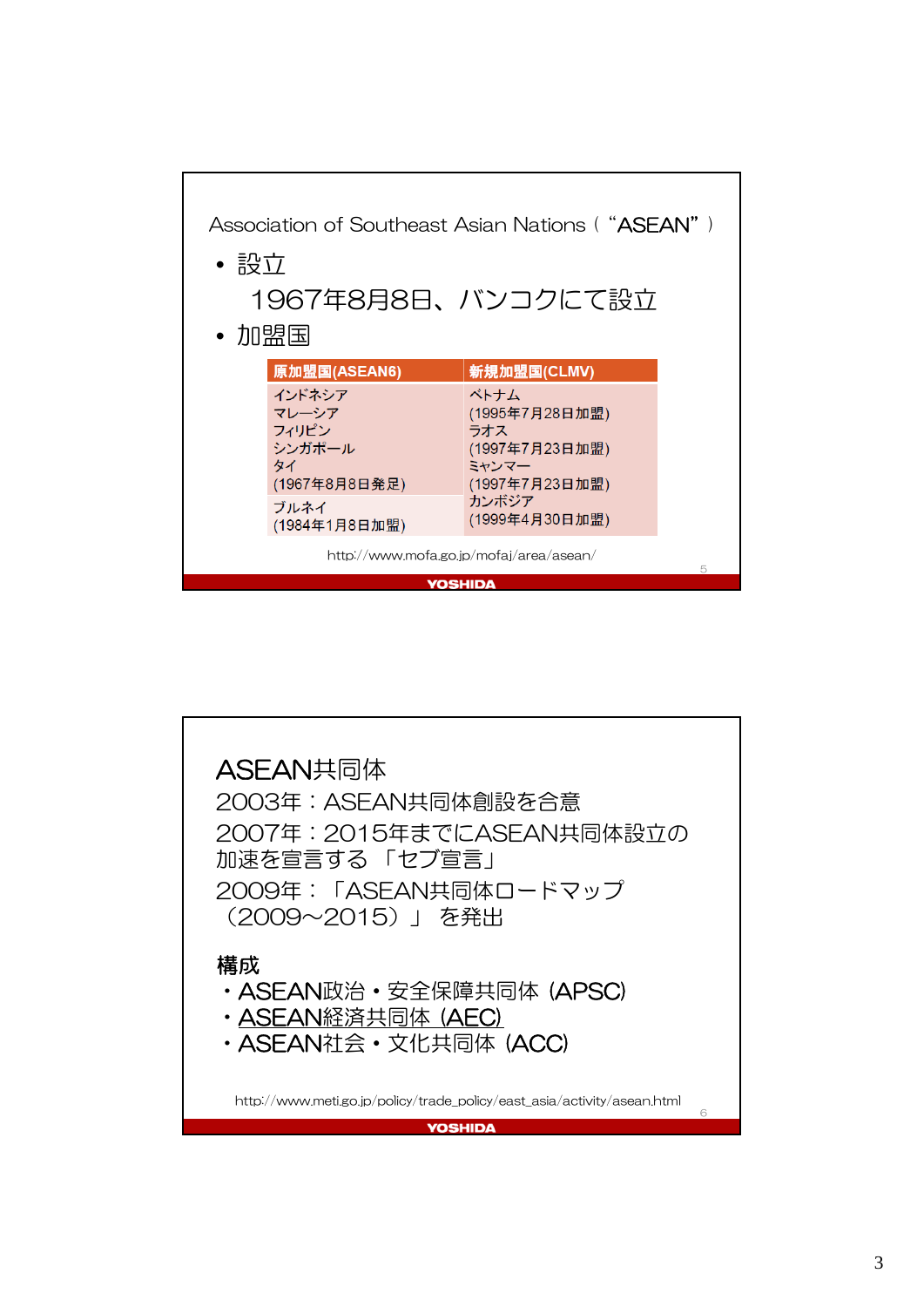## Association of Southeast Asian Nations（“ASEAN”）

- 設立

  1967年8月8日、バンコクにて設立

- 加盟国

| 原加盟国(ASEAN6) | 新規加盟国(CLMV) |
|---|---|
| インドネシア<br>マレーシア<br>フィリピン<br>シンガポール<br>タイ<br>(1967年8月8日発足) | ベトナム<br>(1995年7月28日加盟)<br>ラオス<br>(1997年7月23日加盟)<br>ミャンマー<br>(1997年7月23日加盟) |
| ブルネイ<br>(1984年1月8日加盟) | カンボジア<br>(1999年4月30日加盟) |

http://www.mofa.go.jp/mofaj/area/asean/

## ASEAN共同体

2003年：ASEAN共同体創設を合意

2007年：2015年までにASEAN共同体設立の加速を宣言する「セブ宣言」

2009年：「ASEAN共同体ロードマップ（2009～2015）」を発出

**構成**

- ASEAN政治・安全保障共同体（APSC)
- ASEAN経済共同体（AEC)
- ASEAN社会・文化共同体（ACC)

http://www.meti.go.jp/policy/trade_policy/east_asia/activity/asean.html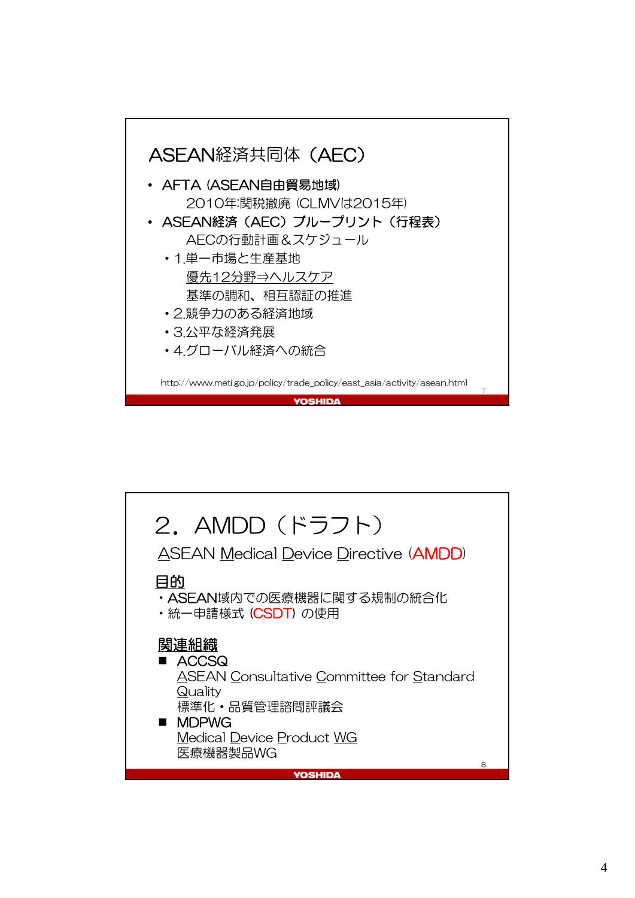## ASEAN経済共同体（AEC）

- AFTA (ASEAN自由貿易地域)
  2010年:関税撤廃 (CLMVは2015年)
- ASEAN経済（AEC）ブループリント（行程表）
  AECの行動計画＆スケジュール
  - 1.単一市場と生産基地
    優先12分野⇒ヘルスケア
    基準の調和、相互認証の推進
  - 2.競争力のある経済地域
  - 3.公平な経済発展
  - 4.グローバル経済への統合

http://www.meti.go.jp/policy/trade_policy/east_asia/activity/asean.html

---

## 2．AMDD（ドラフト）

ASEAN Medical Device Directive (AMDD)

**目的**

・ASEAN域内での医療機器に関する規制の統合化
・統一申請様式 (CSDT) の使用

**関連組織**

■ ACCSQ
ASEAN Consultative Committee for Standard Quality
標準化・品質管理諮問評議会

■ MDPWG
Medical Device Product WG
医療機器製品WG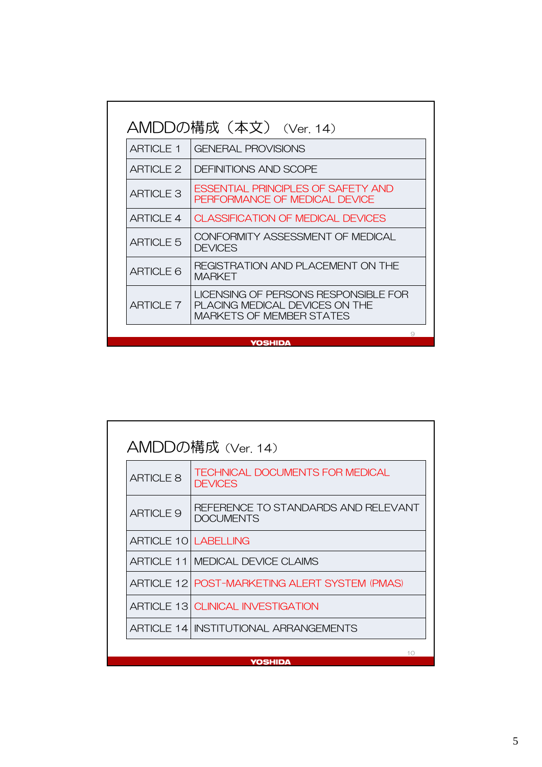## AMDDの構成（本文）（Ver. 14）

| | |
|---|---|
| ARTICLE 1 | GENERAL PROVISIONS |
| ARTICLE 2 | DEFINITIONS AND SCOPE |
| ARTICLE 3 | ESSENTIAL PRINCIPLES OF SAFETY AND PERFORMANCE OF MEDICAL DEVICE |
| ARTICLE 4 | CLASSIFICATION OF MEDICAL DEVICES |
| ARTICLE 5 | CONFORMITY ASSESSMENT OF MEDICAL DEVICES |
| ARTICLE 6 | REGISTRATION AND PLACEMENT ON THE MARKET |
| ARTICLE 7 | LICENSING OF PERSONS RESPONSIBLE FOR PLACING MEDICAL DEVICES ON THE MARKETS OF MEMBER STATES |

YOSHIDA

## AMDDの構成（Ver. 14）

| | |
|---|---|
| ARTICLE 8 | TECHNICAL DOCUMENTS FOR MEDICAL DEVICES |
| ARTICLE 9 | REFERENCE TO STANDARDS AND RELEVANT DOCUMENTS |
| ARTICLE 10 | LABELLING |
| ARTICLE 11 | MEDICAL DEVICE CLAIMS |
| ARTICLE 12 | POST-MARKETING ALERT SYSTEM (PMAS) |
| ARTICLE 13 | CLINICAL INVESTIGATION |
| ARTICLE 14 | INSTITUTIONAL ARRANGEMENTS |

YOSHIDA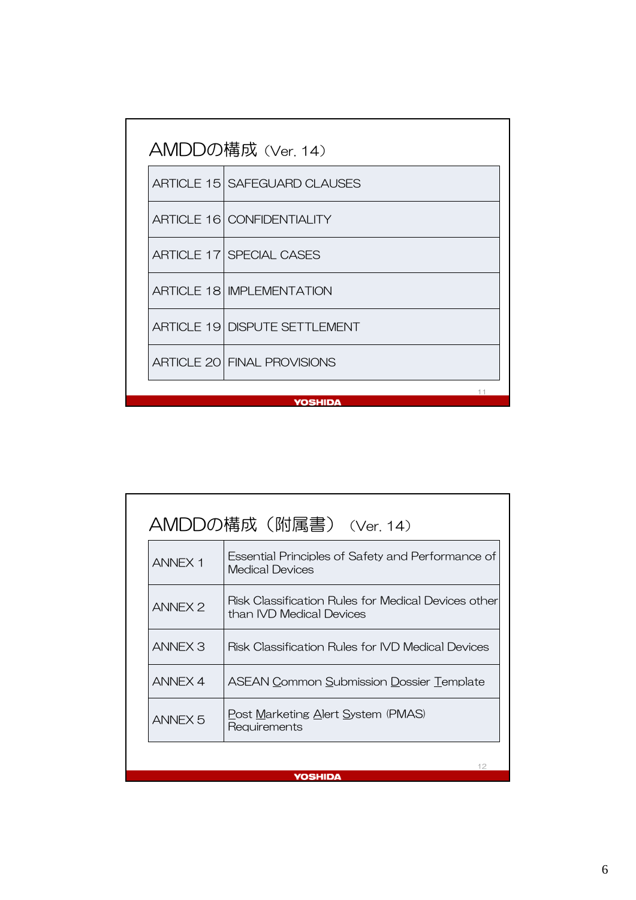## AMDDの構成（Ver. 14）

| | |
|---|---|
| ARTICLE 15 | SAFEGUARD CLAUSES |
| ARTICLE 16 | CONFIDENTIALITY |
| ARTICLE 17 | SPECIAL CASES |
| ARTICLE 18 | IMPLEMENTATION |
| ARTICLE 19 | DISPUTE SETTLEMENT |
| ARTICLE 20 | FINAL PROVISIONS |

## AMDDの構成（附属書）（Ver. 14）

| | |
|---|---|
| ANNEX 1 | Essential Principles of Safety and Performance of Medical Devices |
| ANNEX 2 | Risk Classification Rules for Medical Devices other than IVD Medical Devices |
| ANNEX 3 | Risk Classification Rules for IVD Medical Devices |
| ANNEX 4 | ASEAN Common Submission Dossier Template |
| ANNEX 5 | Post Marketing Alert System (PMAS) Requirements |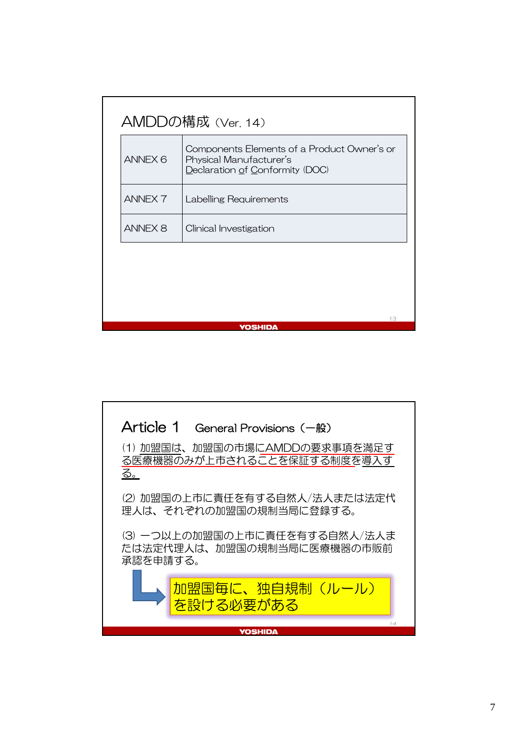## AMDDの構成（Ver. 14）

| | |
|---|---|
| ANNEX 6 | Components Elements of a Product Owner's or Physical Manufacturer's Declaration of Conformity (DOC) |
| ANNEX 7 | Labelling Requirements |
| ANNEX 8 | Clinical Investigation |

## Article 1　General Provisions（一般）

(1) 加盟国は、加盟国の市場にAMDDの要求事項を満足する医療機器のみが上市されることを保証する制度を導入する。

(2) 加盟国の上市に責任を有する自然人/法人または法定代理人は、それぞれの加盟国の規制当局に登録する。

(3) 一つ以上の加盟国の上市に責任を有する自然人/法人または法定代理人は、加盟国の規制当局に医療機器の市販前承認を申請する。

→ 加盟国毎に、独自規制（ルール）を設ける必要がある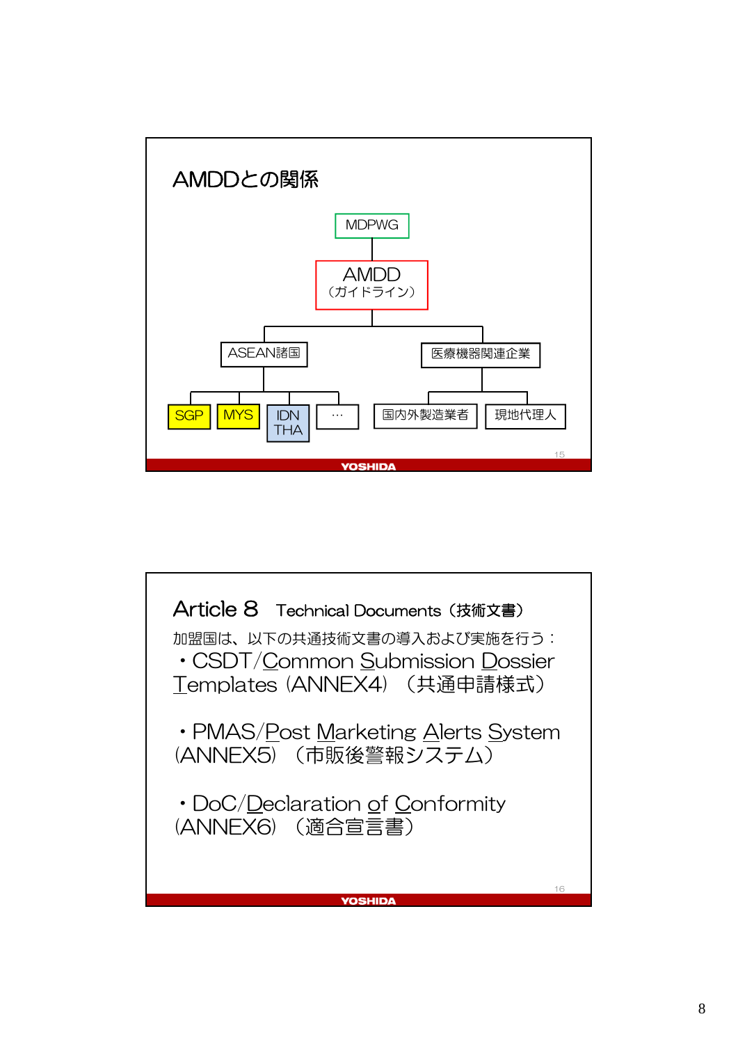## AMDDとの関係

- MDPWG
  - AMDD（ガイドライン）
    - ASEAN諸国
      - SGP
      - MYS
      - IDN THA
      - …
    - 医療機器関連企業
      - 国内外製造業者
      - 現地代理人

## Article 8 Technical Documents（技術文書）

加盟国は、以下の共通技術文書の導入および実施を行う：

- CSDT/Common Submission Dossier Templates (ANNEX4) （共通申請様式）
- PMAS/Post Marketing Alerts System (ANNEX5) （市販後警報システム）
- DoC/Declaration of Conformity (ANNEX6) （適合宣言書）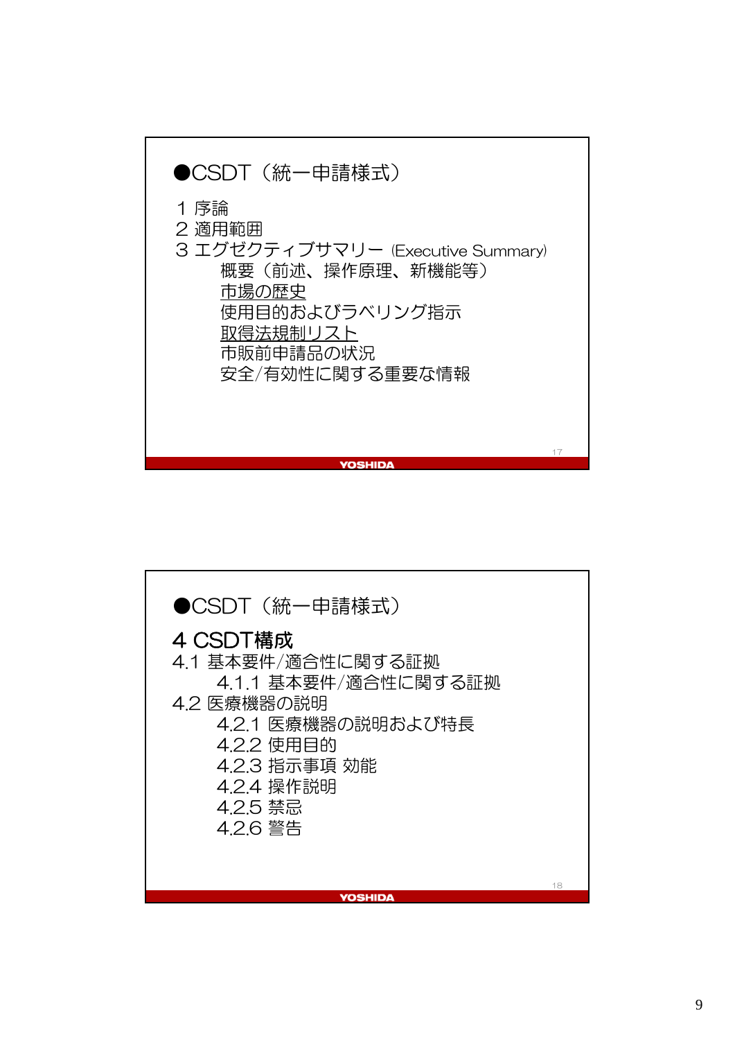## ●CSDT（統一申請様式）

1 序論
2 適用範囲
3 エグゼクティブサマリー (Executive Summary)
    概要（前述、操作原理、新機能等）
    市場の歴史
    使用目的およびラベリング指示
    取得法規制リスト
    市販前申請品の状況
    安全/有効性に関する重要な情報

## ●CSDT（統一申請様式）

### 4 CSDT構成

4.1 基本要件/適合性に関する証拠
    4.1.1 基本要件/適合性に関する証拠
4.2 医療機器の説明
    4.2.1 医療機器の説明および特長
    4.2.2 使用目的
    4.2.3 指示事項 効能
    4.2.4 操作説明
    4.2.5 禁忌
    4.2.6 警告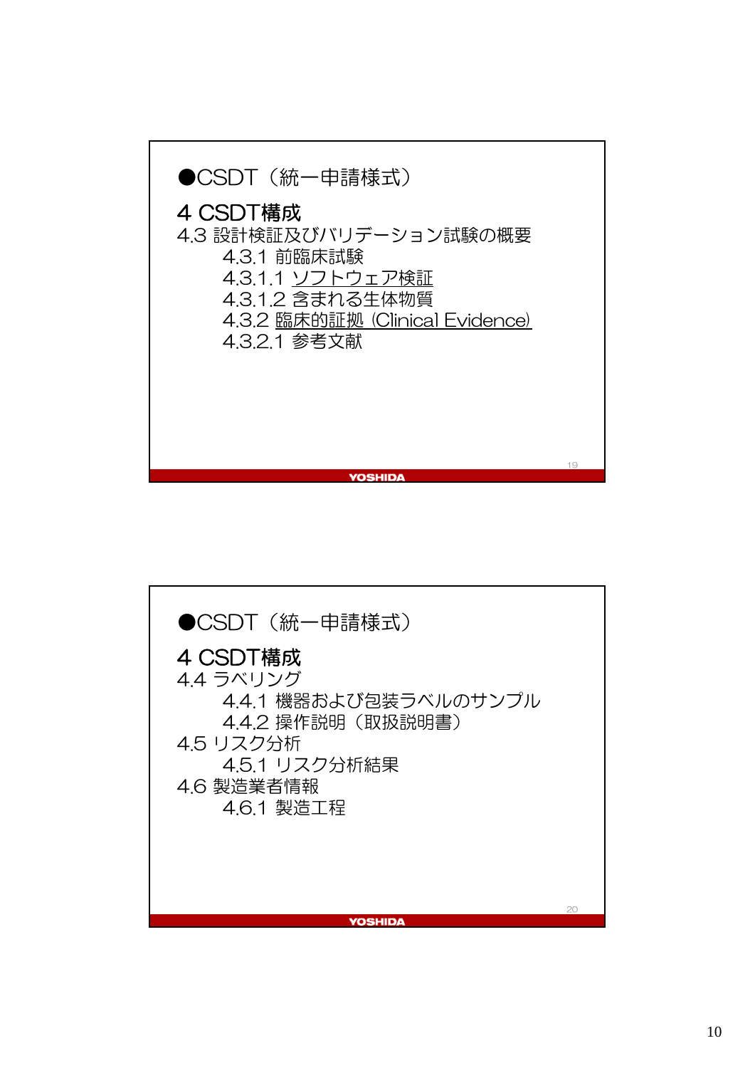●CSDT（統一申請様式）

**4 CSDT構成**

4.3 設計検証及びバリデーション試験の概要

- 4.3.1 前臨床試験
- 4.3.1.1 ソフトウェア検証
- 4.3.1.2 含まれる生体物質
- 4.3.2 臨床的証拠 (Clinical Evidence)
- 4.3.2.1 参考文献

●CSDT（統一申請様式）

**4 CSDT構成**

4.4 ラベリング

- 4.4.1 機器および包装ラベルのサンプル
- 4.4.2 操作説明（取扱説明書）

4.5 リスク分析

- 4.5.1 リスク分析結果

4.6 製造業者情報

- 4.6.1 製造工程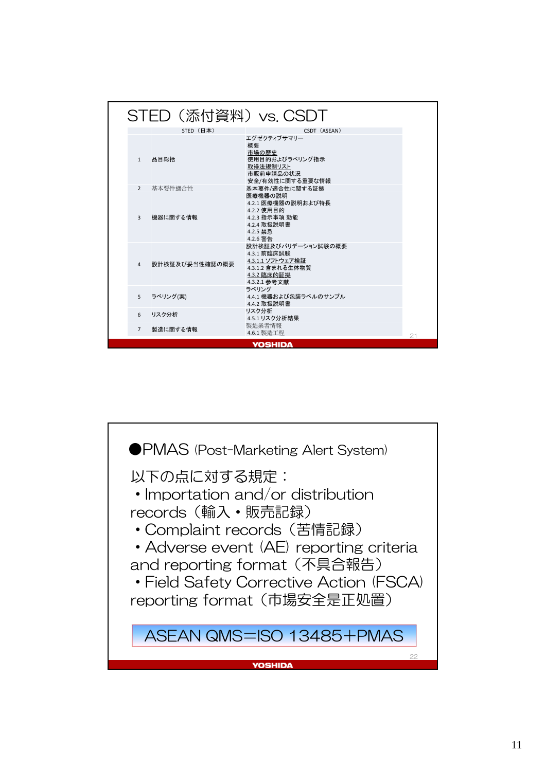## STED（添付資料）vs. CSDT

| | STED（日本） | CSDT（ASEAN） |
|---|---|---|
| 1 | 品目総括 | エグゼクティブサマリー<br>概要<br>市場の歴史<br>使用目的およびラベリング指示<br>取得法規制リスト<br>市販前申請品の状況<br>安全/有効性に関する重要な情報 |
| 2 | 基本要件適合性 | 基本要件/適合性に関する証拠 |
| 3 | 機器に関する情報 | 医療機器の説明<br>4.2.1 医療機器の説明および特長<br>4.2.2 使用目的<br>4.2.3 指示事項 効能<br>4.2.4 取扱説明書<br>4.2.5 禁忌<br>4.2.6 警告 |
| 4 | 設計検証及び妥当性確認の概要 | 設計検証及びバリデーション試験の概要<br>4.3.1 前臨床試験<br>4.3.1.1 ソフトウェア検証<br>4.3.1.2 含まれる生体物質<br>4.3.2 臨床的証拠<br>4.3.2.1 参考文献 |
| 5 | ラベリング(案) | ラベリング<br>4.4.1 機器および包装ラベルのサンプル<br>4.4.2 取扱説明書 |
| 6 | リスク分析 | リスク分析<br>4.5.1 リスク分析結果 |
| 7 | 製造に関する情報 | 製造業者情報<br>4.6.1 製造工程 |

YOSHIDA

●PMAS (Post-Marketing Alert System)

以下の点に対する規定：

- Importation and/or distribution records（輸入・販売記録）
- Complaint records（苦情記録）
- Adverse event (AE) reporting criteria and reporting format（不具合報告）
- Field Safety Corrective Action (FSCA) reporting format（市場安全是正処置）

ASEAN QMS＝ISO 13485＋PMAS

YOSHIDA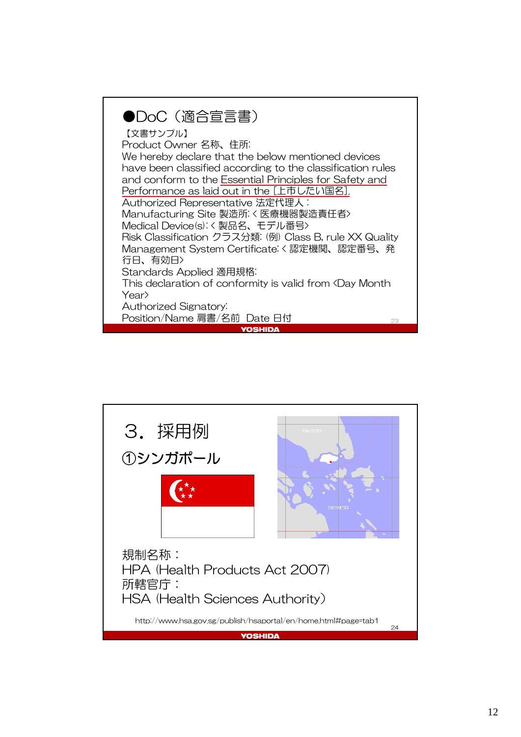## ●DoC（適合宣言書）

【文書サンプル】

Product Owner 名称、住所:
We hereby declare that the below mentioned devices have been classified according to the classification rules and conform to the Essential Principles for Safety and Performance as laid out in the [上市したい国名].
Authorized Representative 法定代理人：
Manufacturing Site 製造所: < 医療機器製造責任者>
Medical Device(s): < 製品名、モデル番号>
Risk Classification クラス分類: (例) Class B, rule XX Quality Management System Certificate: < 認定機関、認定番号、発行日、有効日>
Standards Applied 適用規格:
This declaration of conformity is valid from <Day Month Year>
Authorized Signatory:
Position/Name 肩書/名前　Date 日付

---

## 3．採用例

### ①シンガポール

規制名称：
HPA (Health Products Act 2007)
所轄官庁：
HSA (Health Sciences Authority)

http://www.hsa.gov.sg/publish/hsaportal/en/home.html#page=tab1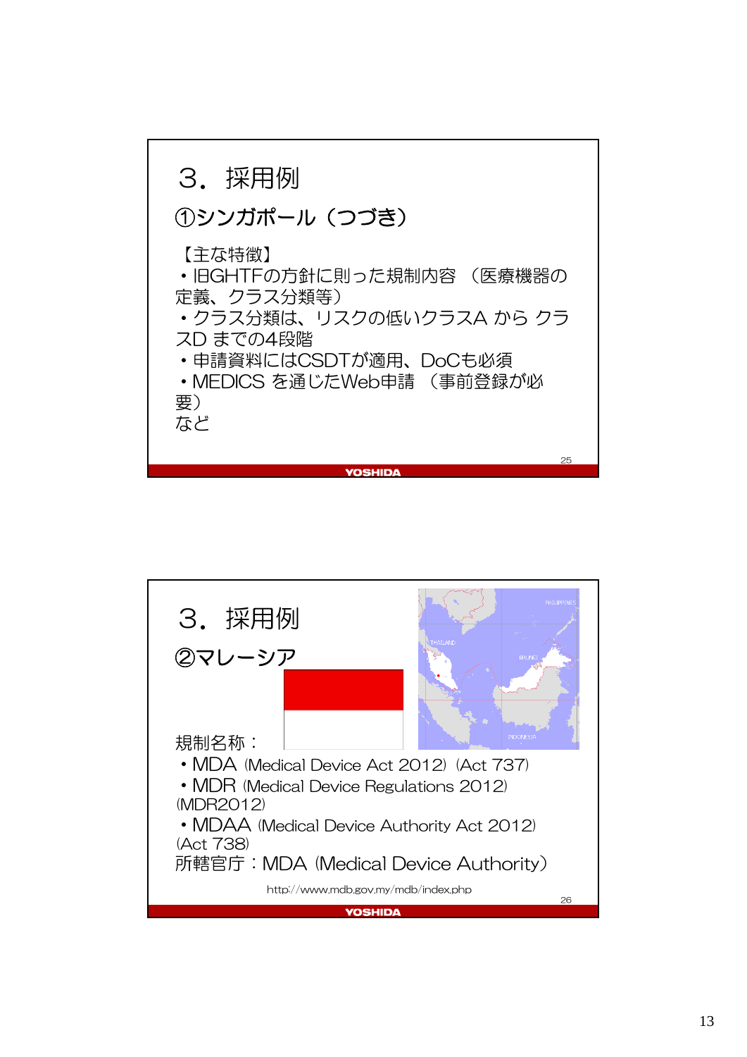# 3．採用例

## ①シンガポール（つづき）

【主な特徴】

・旧GHTFの方針に則った規制内容 （医療機器の定義、クラス分類等）

・クラス分類は、リスクの低いクラスA から クラスD までの4段階

・申請資料にはCSDTが適用、DoCも必須

・MEDICS を通じたWeb申請 （事前登録が必要）

など

# 3．採用例

## ②マレーシア

規制名称：

・MDA (Medical Device Act 2012) (Act 737)

・MDR (Medical Device Regulations 2012) (MDR2012)

・MDAA (Medical Device Authority Act 2012) (Act 738)

所轄官庁：MDA (Medical Device Authority)

http://www.mdb.gov.my/mdb/index.php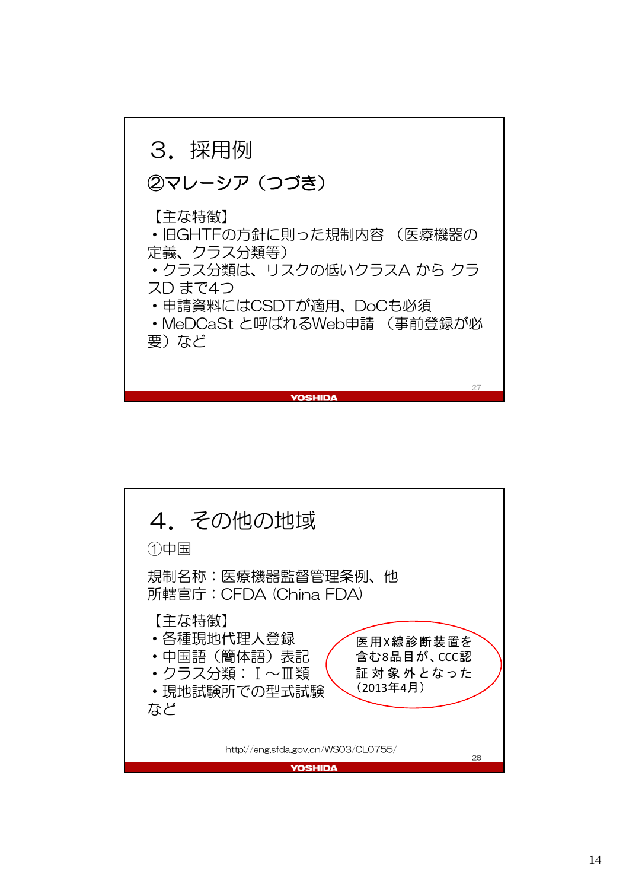## ３．採用例

### ②マレーシア（つづき）

【主な特徴】

- 旧GHTFの方針に則った規制内容 （医療機器の定義、クラス分類等）
- クラス分類は、リスクの低いクラスA から クラスD まで4つ
- 申請資料にはCSDTが適用、DoCも必須
- MeDCaSt と呼ばれるWeb申請 （事前登録が必要）など

## ４．その他の地域

### ①中国

規制名称：医療機器監督管理条例、他
所轄官庁：CFDA (China FDA)

【主な特徴】

- 各種現地代理人登録
- 中国語（簡体語）表記
- クラス分類：Ⅰ～Ⅲ類
- 現地試験所での型式試験

など

医用X線診断装置を含む8品目が、CCC認証対象外となった（2013年4月）

http://eng.sfda.gov.cn/WS03/CL0755/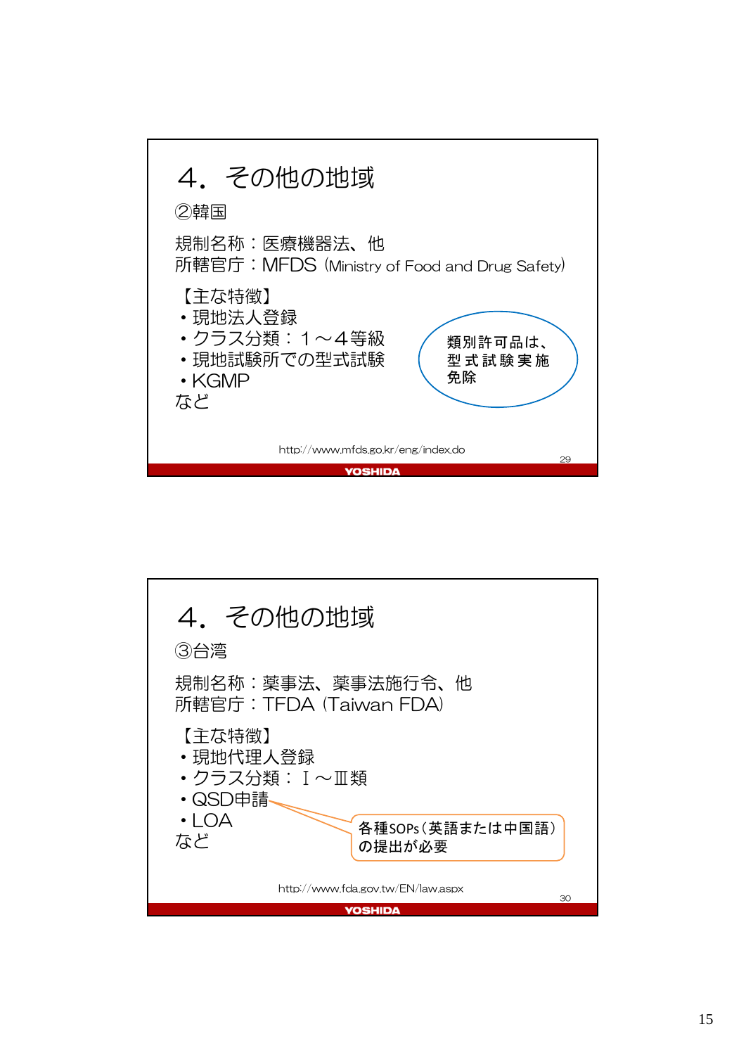# 4．その他の地域

②韓国

規制名称：医療機器法、他
所轄官庁：MFDS (Ministry of Food and Drug Safety)

【主な特徴】
- 現地法人登録
- クラス分類：１～４等級
- 現地試験所での型式試験
- KGMP

など

類別許可品は、型式試験実施免除

http://www.mfds.go.kr/eng/index.do

# 4．その他の地域

③台湾

規制名称：薬事法、薬事法施行令、他
所轄官庁：TFDA (Taiwan FDA)

【主な特徴】
- 現地代理人登録
- クラス分類：Ⅰ～Ⅲ類
- QSD申請
- LOA

など

各種SOPs（英語または中国語）の提出が必要

http://www.fda.gov.tw/EN/law.aspx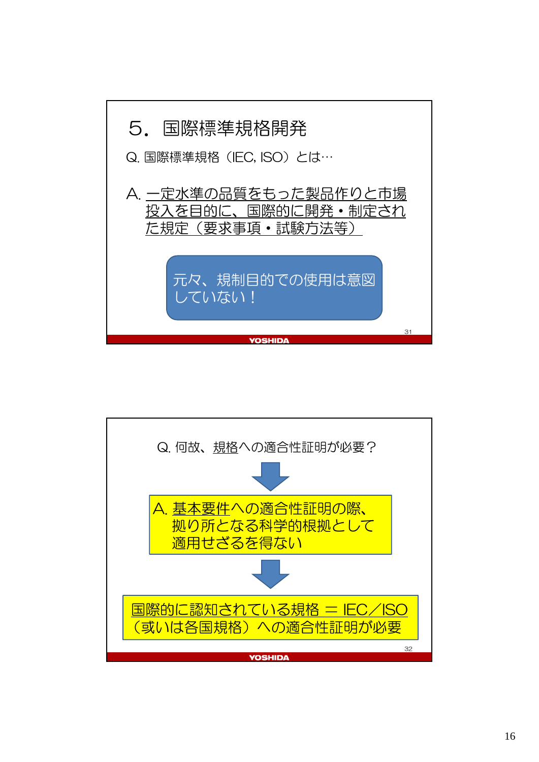## 5. 国際標準規格開発

Q. 国際標準規格（IEC, ISO）とは…

A. 一定水準の品質をもった製品作りと市場投入を目的に、国際的に開発・制定された規定（要求事項・試験方法等）

元々、規制目的での使用は意図していない！

---

Q. 何故、規格への適合性証明が必要？

A. 基本要件への適合性証明の際、拠り所となる科学的根拠として適用せざるを得ない

国際的に認知されている規格 ＝ IEC／ISO（或いは各国規格）への適合性証明が必要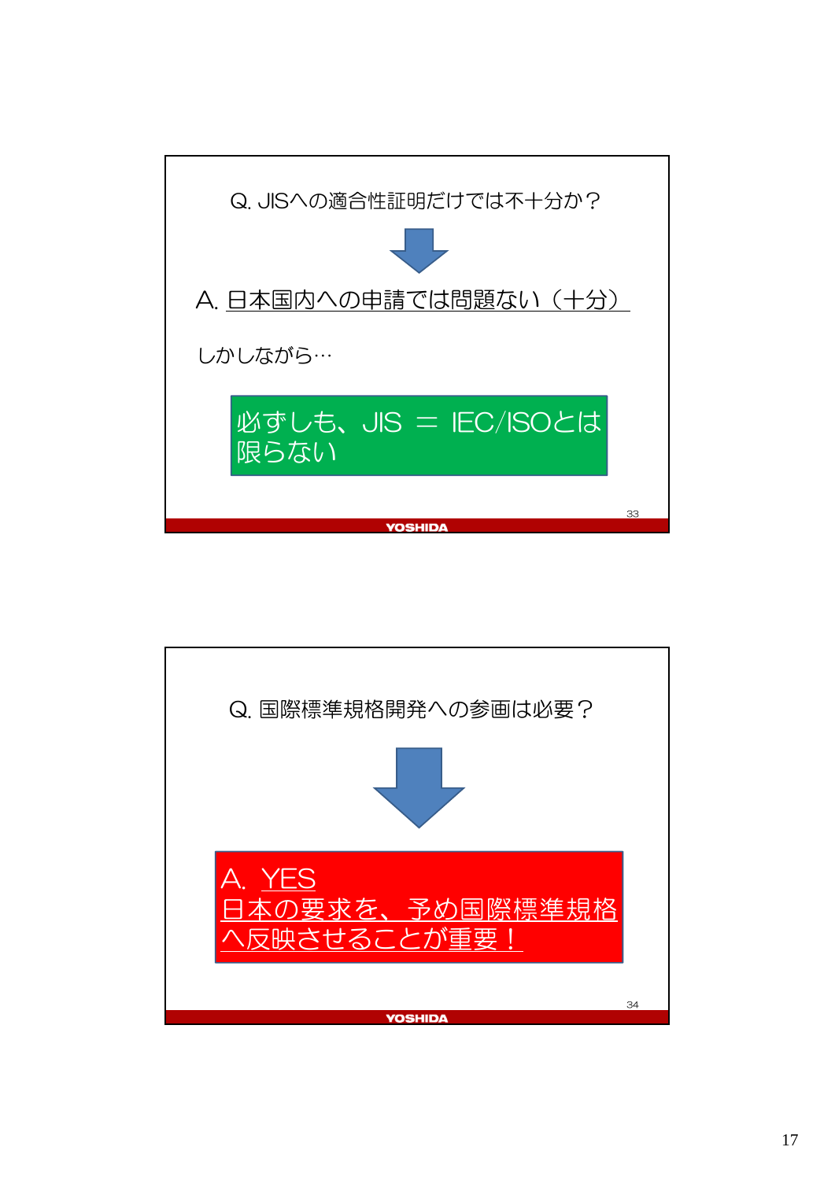Q. JISへの適合性証明だけでは不十分か？

A. 日本国内への申請では問題ない（十分）

しかしながら…

必ずしも、JIS ＝ IEC/ISOとは限らない

---

Q. 国際標準規格開発への参画は必要？

A. YES
日本の要求を、予め国際標準規格へ反映させることが重要！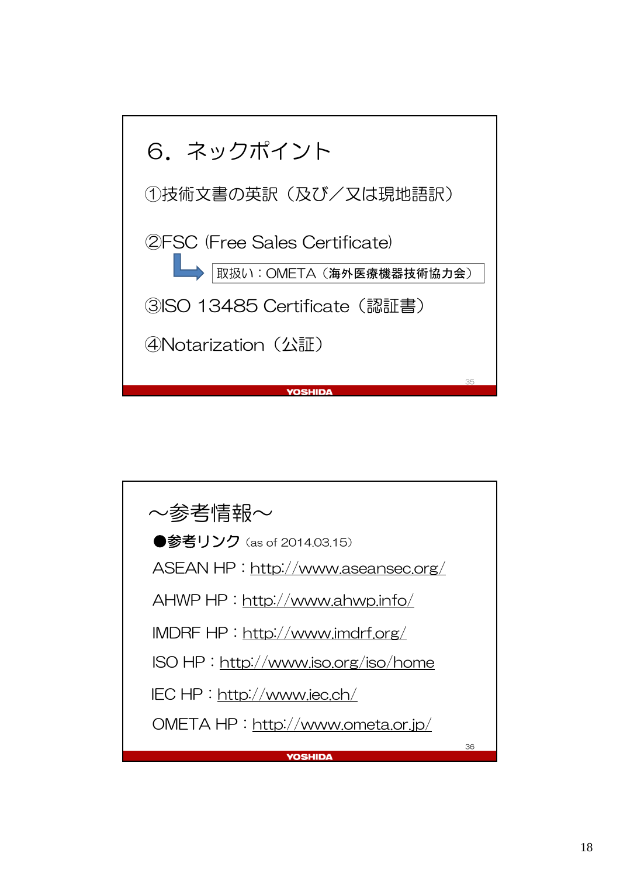## 6．ネックポイント

①技術文書の英訳（及び／又は現地語訳）

②FSC (Free Sales Certificate)

→ 取扱い：OMETA（海外医療機器技術協力会）

③ISO 13485 Certificate（認証書）

④Notarization（公証）

## ～参考情報～

●参考リンク（as of 2014.03.15）

ASEAN HP：http://www.aseansec.org/

AHWP HP：http://www.ahwp.info/

IMDRF HP：http://www.imdrf.org/

ISO HP：http://www.iso.org/iso/home

IEC HP：http://www.iec.ch/

OMETA HP：http://www.ometa.or.jp/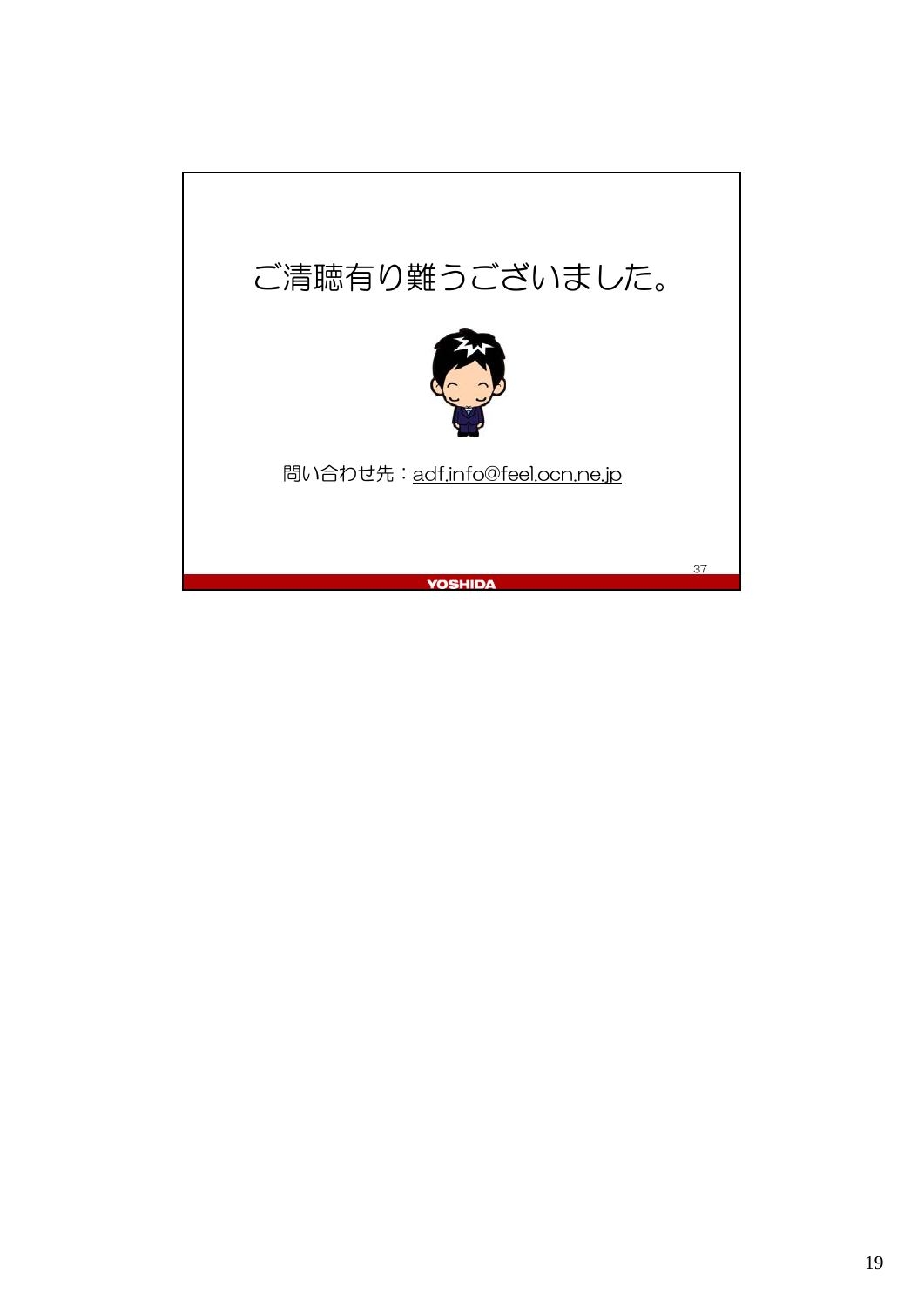ご清聴有り難うございました。

問い合わせ先：adf.info@feel.ocn.ne.jp

YOSHIDA